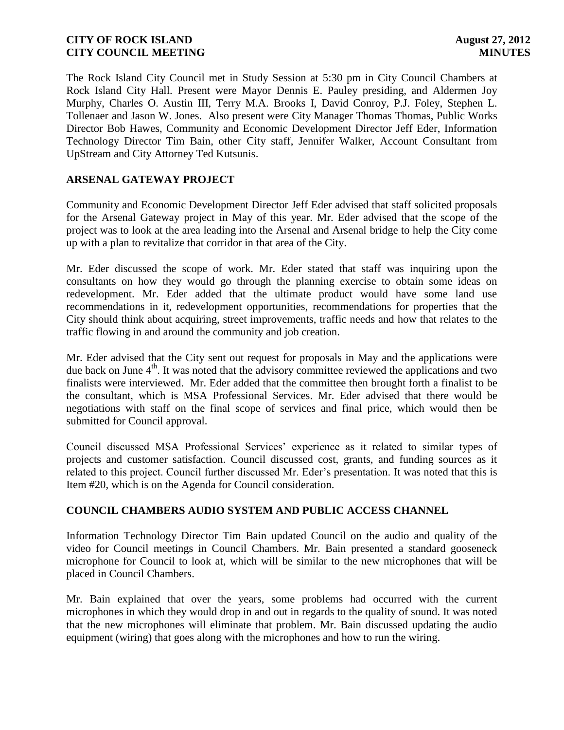The Rock Island City Council met in Study Session at 5:30 pm in City Council Chambers at Rock Island City Hall. Present were Mayor Dennis E. Pauley presiding, and Aldermen Joy Murphy, Charles O. Austin III, Terry M.A. Brooks I, David Conroy, P.J. Foley, Stephen L. Tollenaer and Jason W. Jones. Also present were City Manager Thomas Thomas, Public Works Director Bob Hawes, Community and Economic Development Director Jeff Eder, Information Technology Director Tim Bain, other City staff, Jennifer Walker, Account Consultant from UpStream and City Attorney Ted Kutsunis.

## ARSENAL GATEWAY PROJECT

Community and Economic Development Director Jeff Eder advised that staff solicited proposals for the Arsenal Gateway project in May of this year. Mr. Eder advised that the scope of the project was to look at the area leading into the Arsenal and Arsenal bridge to help the City come up with a plan to revitalize that corridor in that area of the City.

Mr. Eder discussed the scope of work. Mr. Eder stated that staff was inquiring upon the consultants on how they would go through the planning exercise to obtain some ideas on redevelopment. Mr. Eder added that the ultimate product would have some land use recommendations in it, redevelopment opportunities, recommendations for properties that the City should think about acquiring, street improvements, traffic needs and how that relates to the traffic flowing in and around the community and job creation.

Mr. Eder advised that the City sent out request for proposals in May and the applications were due back on June 4th. It was noted that the advisory committee reviewed the applications and two finalists were interviewed. Mr. Eder added that the committee then brought forth a finalist to be the consultant, which is MSA Professional Services. Mr. Eder advised that there would be negotiations with staff on the final scope of services and final price, which would then be submitted for Council approval.

Council discussed MSA Professional Services' experience as it related to similar types of projects and customer satisfaction. Council discussed cost, grants, and funding sources as it related to this project. Council further discussed Mr. Eder's presentation. It was noted that this is Item #20, which is on the Agenda for Council consideration.

## COUNCIL CHAMBERS AUDIO SYSTEM AND PUBLIC ACCESS CHANNEL

Information Technology Director Tim Bain updated Council on the audio and quality of the video for Council meetings in Council Chambers. Mr. Bain presented a standard gooseneck microphone for Council to look at, which will be similar to the new microphones that will be placed in Council Chambers.

Mr. Bain explained that over the years, some problems had occurred with the current microphones in which they would drop in and out in regards to the quality of sound. It was noted that the new microphones will eliminate that problem. Mr. Bain discussed updating the audio equipment (wiring) that goes along with the microphones and how to run the wiring.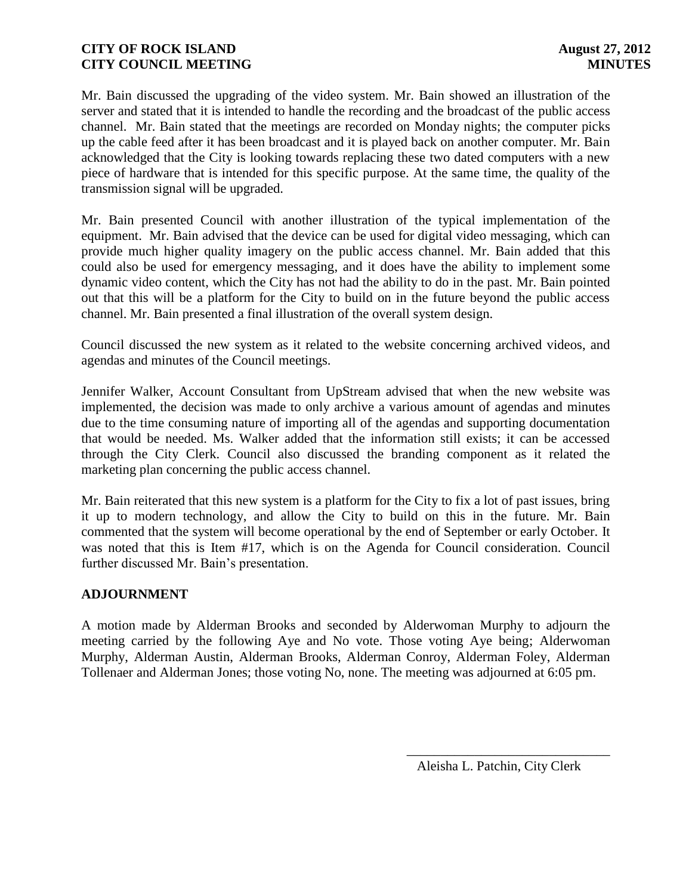Mr. Bain discussed the upgrading of the video system. Mr. Bain showed an illustration of the server and stated that it is intended to handle the recording and the broadcast of the public access channel. Mr. Bain stated that the meetings are recorded on Monday nights; the computer picks up the cable feed after it has been broadcast and it is played back on another computer. Mr. Bain acknowledged that the City is looking towards replacing these two dated computers with a new piece of hardware that is intended for this specific purpose. At the same time, the quality of the transmission signal will be upgraded.

Mr. Bain presented Council with another illustration of the typical implementation of the equipment. Mr. Bain advised that the device can be used for digital video messaging, which can provide much higher quality imagery on the public access channel. Mr. Bain added that this could also be used for emergency messaging, and it does have the ability to implement some dynamic video content, which the City has not had the ability to do in the past. Mr. Bain pointed out that this will be a platform for the City to build on in the future beyond the public access channel. Mr. Bain presented a final illustration of the overall system design.

Council discussed the new system as it related to the website concerning archived videos, and agendas and minutes of the Council meetings.

Jennifer Walker, Account Consultant from UpStream advised that when the new website was implemented, the decision was made to only archive a various amount of agendas and minutes due to the time consuming nature of importing all of the agendas and supporting documentation that would be needed. Ms. Walker added that the information still exists; it can be accessed through the City Clerk. Council also discussed the branding component as it related the marketing plan concerning the public access channel.

Mr. Bain reiterated that this new system is a platform for the City to fix a lot of past issues, bring it up to modern technology, and allow the City to build on this in the future. Mr. Bain commented that the system will become operational by the end of September or early October. It was noted that this is Item #17, which is on the Agenda for Council consideration. Council further discussed Mr. Bain's presentation.

## ADJOURNMENT

A motion made by Alderman Brooks and seconded by Alderwoman Murphy to adjourn the meeting carried by the following Aye and No vote. Those voting Aye being; Alderwoman Murphy, Alderman Austin, Alderman Brooks, Alderman Conroy, Alderman Foley, Alderman Tollenaer and Alderman Jones; those voting No, none. The meeting was adjourned at 6:05 pm.

\_\_\_\_\_\_\_\_\_\_\_\_\_\_\_\_\_\_\_\_\_\_\_\_\_\_\_\_\_\_

Aleisha L. Patchin, City Clerk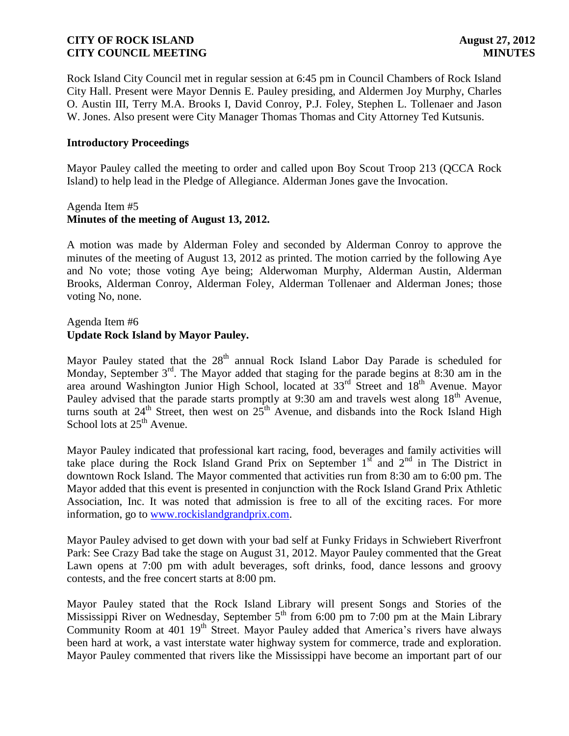Rock Island City Council met in regular session at 6:45 pm in Council Chambers of Rock Island City Hall. Present were Mayor Dennis E. Pauley presiding, and Aldermen Joy Murphy, Charles O. Austin III, Terry M.A. Brooks I, David Conroy, P.J. Foley, Stephen L. Tollenaer and Jason W. Jones. Also present were City Manager Thomas Thomas and City Attorney Ted Kutsunis.

**Introductory Proceedings**

Mayor Pauley called the meeting to order and called upon Boy Scout Troop 213 (QCCA Rock Island) to help lead in the Pledge of Allegiance. Alderman Jones gave the Invocation.

Agenda Item #5
**Minutes of the meeting of August 13, 2012.**

A motion was made by Alderman Foley and seconded by Alderman Conroy to approve the minutes of the meeting of August 13, 2012 as printed. The motion carried by the following Aye and No vote; those voting Aye being; Alderwoman Murphy, Alderman Austin, Alderman Brooks, Alderman Conroy, Alderman Foley, Alderman Tollenaer and Alderman Jones; those voting No, none.

Agenda Item #6
**Update Rock Island by Mayor Pauley.**

Mayor Pauley stated that the 28th annual Rock Island Labor Day Parade is scheduled for Monday, September 3rd. The Mayor added that staging for the parade begins at 8:30 am in the area around Washington Junior High School, located at 33rd Street and 18th Avenue. Mayor Pauley advised that the parade starts promptly at 9:30 am and travels west along 18th Avenue, turns south at 24th Street, then west on 25th Avenue, and disbands into the Rock Island High School lots at 25th Avenue.

Mayor Pauley indicated that professional kart racing, food, beverages and family activities will take place during the Rock Island Grand Prix on September 1st and 2nd in The District in downtown Rock Island. The Mayor commented that activities run from 8:30 am to 6:00 pm. The Mayor added that this event is presented in conjunction with the Rock Island Grand Prix Athletic Association, Inc. It was noted that admission is free to all of the exciting races. For more information, go to www.rockislandgrandprix.com.

Mayor Pauley advised to get down with your bad self at Funky Fridays in Schwiebert Riverfront Park: See Crazy Bad take the stage on August 31, 2012. Mayor Pauley commented that the Great Lawn opens at 7:00 pm with adult beverages, soft drinks, food, dance lessons and groovy contests, and the free concert starts at 8:00 pm.

Mayor Pauley stated that the Rock Island Library will present Songs and Stories of the Mississippi River on Wednesday, September 5th from 6:00 pm to 7:00 pm at the Main Library Community Room at 401 19th Street. Mayor Pauley added that America's rivers have always been hard at work, a vast interstate water highway system for commerce, trade and exploration. Mayor Pauley commented that rivers like the Mississippi have become an important part of our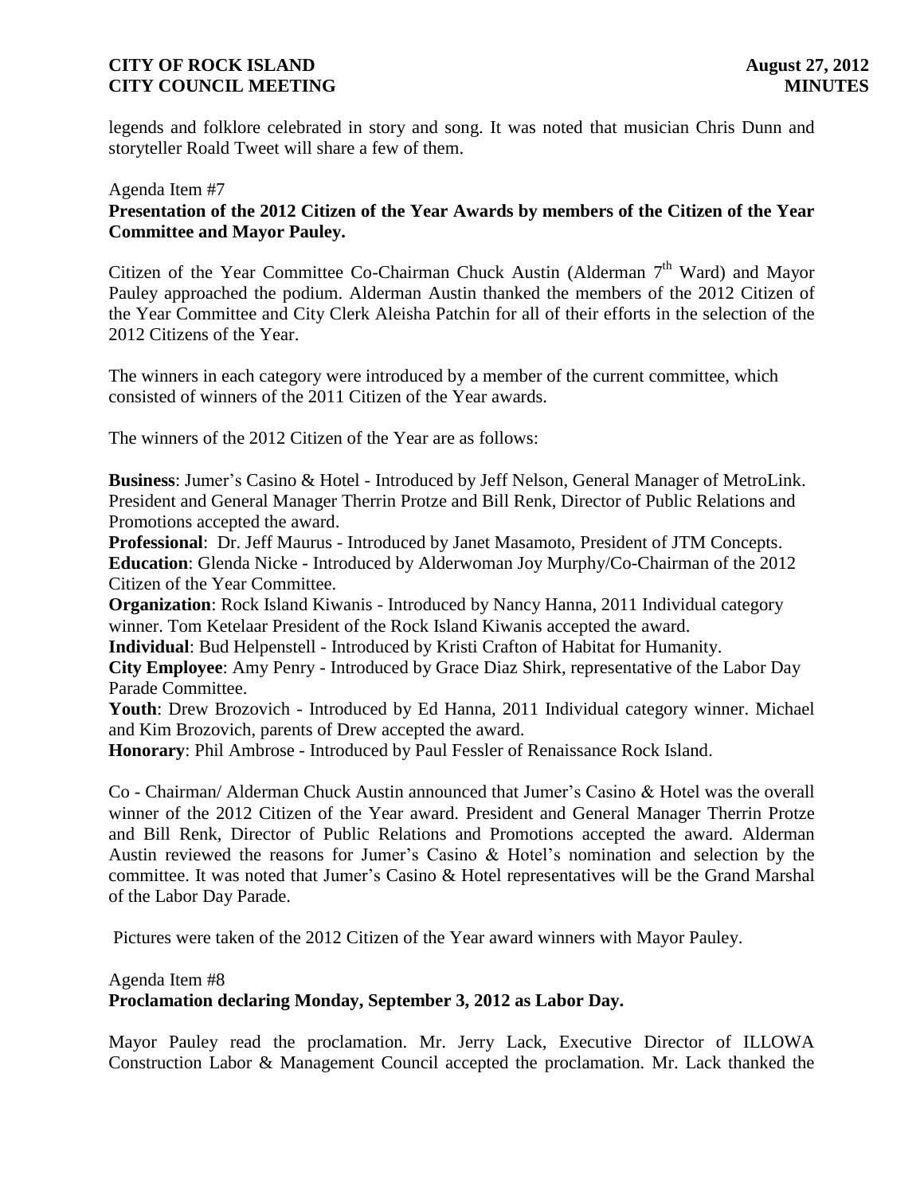legends and folklore celebrated in story and song. It was noted that musician Chris Dunn and storyteller Roald Tweet will share a few of them.

Agenda Item #7
**Presentation of the 2012 Citizen of the Year Awards by members of the Citizen of the Year Committee and Mayor Pauley.**

Citizen of the Year Committee Co-Chairman Chuck Austin (Alderman 7th Ward) and Mayor Pauley approached the podium. Alderman Austin thanked the members of the 2012 Citizen of the Year Committee and City Clerk Aleisha Patchin for all of their efforts in the selection of the 2012 Citizens of the Year.

The winners in each category were introduced by a member of the current committee, which consisted of winners of the 2011 Citizen of the Year awards.

The winners of the 2012 Citizen of the Year are as follows:

**Business**: Jumer's Casino & Hotel - Introduced by Jeff Nelson, General Manager of MetroLink. President and General Manager Therrin Protze and Bill Renk, Director of Public Relations and Promotions accepted the award.
**Professional**: Dr. Jeff Maurus - Introduced by Janet Masamoto, President of JTM Concepts.
**Education**: Glenda Nicke - Introduced by Alderwoman Joy Murphy/Co-Chairman of the 2012 Citizen of the Year Committee.
**Organization**: Rock Island Kiwanis - Introduced by Nancy Hanna, 2011 Individual category winner. Tom Ketelaar President of the Rock Island Kiwanis accepted the award.
**Individual**: Bud Helpenstell - Introduced by Kristi Crafton of Habitat for Humanity.
**City Employee**: Amy Penry - Introduced by Grace Diaz Shirk, representative of the Labor Day Parade Committee.
**Youth**: Drew Brozovich - Introduced by Ed Hanna, 2011 Individual category winner. Michael and Kim Brozovich, parents of Drew accepted the award.
**Honorary**: Phil Ambrose - Introduced by Paul Fessler of Renaissance Rock Island.

Co - Chairman/ Alderman Chuck Austin announced that Jumer's Casino & Hotel was the overall winner of the 2012 Citizen of the Year award. President and General Manager Therrin Protze and Bill Renk, Director of Public Relations and Promotions accepted the award. Alderman Austin reviewed the reasons for Jumer's Casino & Hotel's nomination and selection by the committee. It was noted that Jumer's Casino & Hotel representatives will be the Grand Marshal of the Labor Day Parade.

Pictures were taken of the 2012 Citizen of the Year award winners with Mayor Pauley.

Agenda Item #8
**Proclamation declaring Monday, September 3, 2012 as Labor Day.**

Mayor Pauley read the proclamation. Mr. Jerry Lack, Executive Director of ILLOWA Construction Labor & Management Council accepted the proclamation. Mr. Lack thanked the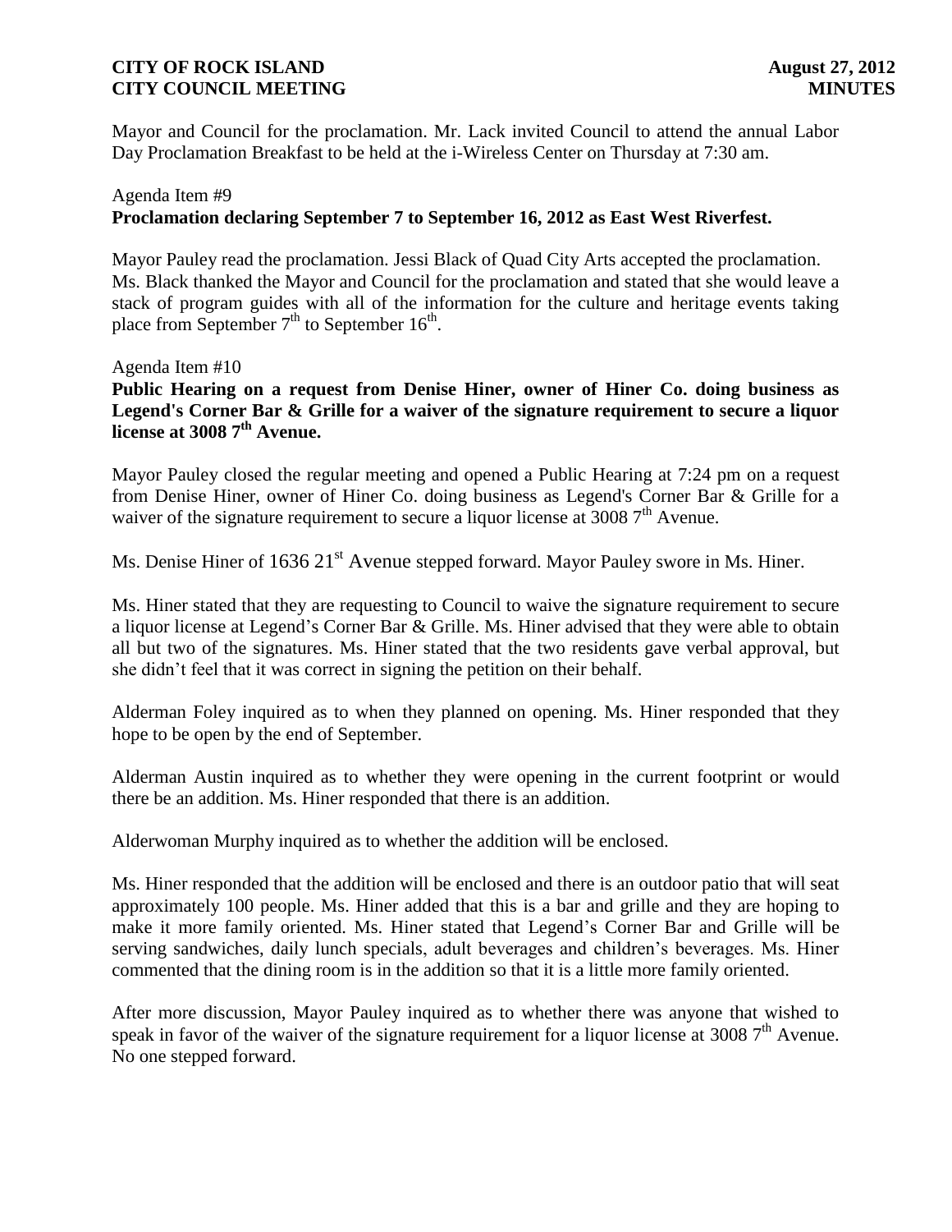Mayor and Council for the proclamation. Mr. Lack invited Council to attend the annual Labor Day Proclamation Breakfast to be held at the i-Wireless Center on Thursday at 7:30 am.

Agenda Item #9
**Proclamation declaring September 7 to September 16, 2012 as East West Riverfest.**

Mayor Pauley read the proclamation. Jessi Black of Quad City Arts accepted the proclamation. Ms. Black thanked the Mayor and Council for the proclamation and stated that she would leave a stack of program guides with all of the information for the culture and heritage events taking place from September 7th to September 16th.

Agenda Item #10
**Public Hearing on a request from Denise Hiner, owner of Hiner Co. doing business as Legend's Corner Bar & Grille for a waiver of the signature requirement to secure a liquor license at 3008 7th Avenue.**

Mayor Pauley closed the regular meeting and opened a Public Hearing at 7:24 pm on a request from Denise Hiner, owner of Hiner Co. doing business as Legend's Corner Bar & Grille for a waiver of the signature requirement to secure a liquor license at 3008 7th Avenue.

Ms. Denise Hiner of 1636 21st Avenue stepped forward. Mayor Pauley swore in Ms. Hiner.

Ms. Hiner stated that they are requesting to Council to waive the signature requirement to secure a liquor license at Legend's Corner Bar & Grille. Ms. Hiner advised that they were able to obtain all but two of the signatures. Ms. Hiner stated that the two residents gave verbal approval, but she didn't feel that it was correct in signing the petition on their behalf.

Alderman Foley inquired as to when they planned on opening. Ms. Hiner responded that they hope to be open by the end of September.

Alderman Austin inquired as to whether they were opening in the current footprint or would there be an addition. Ms. Hiner responded that there is an addition.

Alderwoman Murphy inquired as to whether the addition will be enclosed.

Ms. Hiner responded that the addition will be enclosed and there is an outdoor patio that will seat approximately 100 people. Ms. Hiner added that this is a bar and grille and they are hoping to make it more family oriented. Ms. Hiner stated that Legend's Corner Bar and Grille will be serving sandwiches, daily lunch specials, adult beverages and children's beverages. Ms. Hiner commented that the dining room is in the addition so that it is a little more family oriented.

After more discussion, Mayor Pauley inquired as to whether there was anyone that wished to speak in favor of the waiver of the signature requirement for a liquor license at 3008 7th Avenue. No one stepped forward.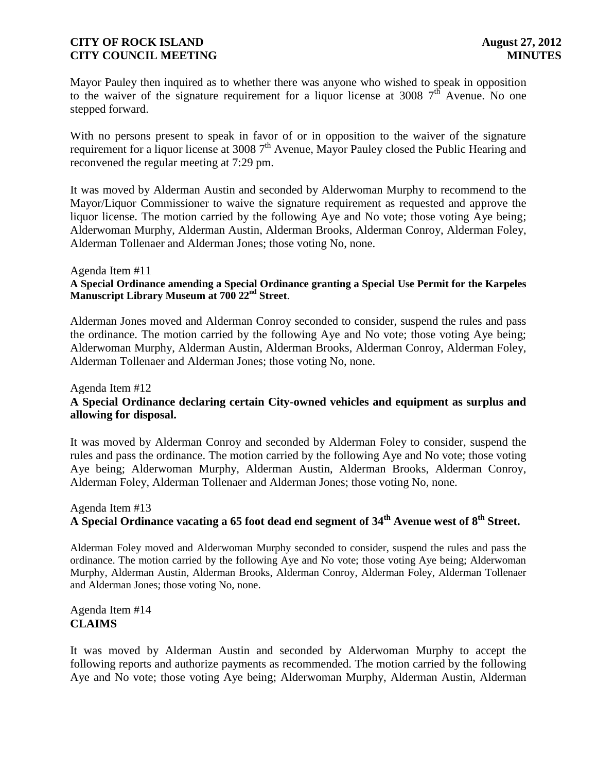Mayor Pauley then inquired as to whether there was anyone who wished to speak in opposition to the waiver of the signature requirement for a liquor license at 3008 7th Avenue. No one stepped forward.

With no persons present to speak in favor of or in opposition to the waiver of the signature requirement for a liquor license at 3008 7th Avenue, Mayor Pauley closed the Public Hearing and reconvened the regular meeting at 7:29 pm.

It was moved by Alderman Austin and seconded by Alderwoman Murphy to recommend to the Mayor/Liquor Commissioner to waive the signature requirement as requested and approve the liquor license. The motion carried by the following Aye and No vote; those voting Aye being; Alderwoman Murphy, Alderman Austin, Alderman Brooks, Alderman Conroy, Alderman Foley, Alderman Tollenaer and Alderman Jones; those voting No, none.

Agenda Item #11

**A Special Ordinance amending a Special Ordinance granting a Special Use Permit for the Karpeles Manuscript Library Museum at 700 22nd Street**.

Alderman Jones moved and Alderman Conroy seconded to consider, suspend the rules and pass the ordinance. The motion carried by the following Aye and No vote; those voting Aye being; Alderwoman Murphy, Alderman Austin, Alderman Brooks, Alderman Conroy, Alderman Foley, Alderman Tollenaer and Alderman Jones; those voting No, none.

Agenda Item #12

**A Special Ordinance declaring certain City-owned vehicles and equipment as surplus and allowing for disposal.**

It was moved by Alderman Conroy and seconded by Alderman Foley to consider, suspend the rules and pass the ordinance. The motion carried by the following Aye and No vote; those voting Aye being; Alderwoman Murphy, Alderman Austin, Alderman Brooks, Alderman Conroy, Alderman Foley, Alderman Tollenaer and Alderman Jones; those voting No, none.

Agenda Item #13

**A Special Ordinance vacating a 65 foot dead end segment of 34th Avenue west of 8th Street.**

Alderman Foley moved and Alderwoman Murphy seconded to consider, suspend the rules and pass the ordinance. The motion carried by the following Aye and No vote; those voting Aye being; Alderwoman Murphy, Alderman Austin, Alderman Brooks, Alderman Conroy, Alderman Foley, Alderman Tollenaer and Alderman Jones; those voting No, none.

Agenda Item #14

**CLAIMS**

It was moved by Alderman Austin and seconded by Alderwoman Murphy to accept the following reports and authorize payments as recommended. The motion carried by the following Aye and No vote; those voting Aye being; Alderwoman Murphy, Alderman Austin, Alderman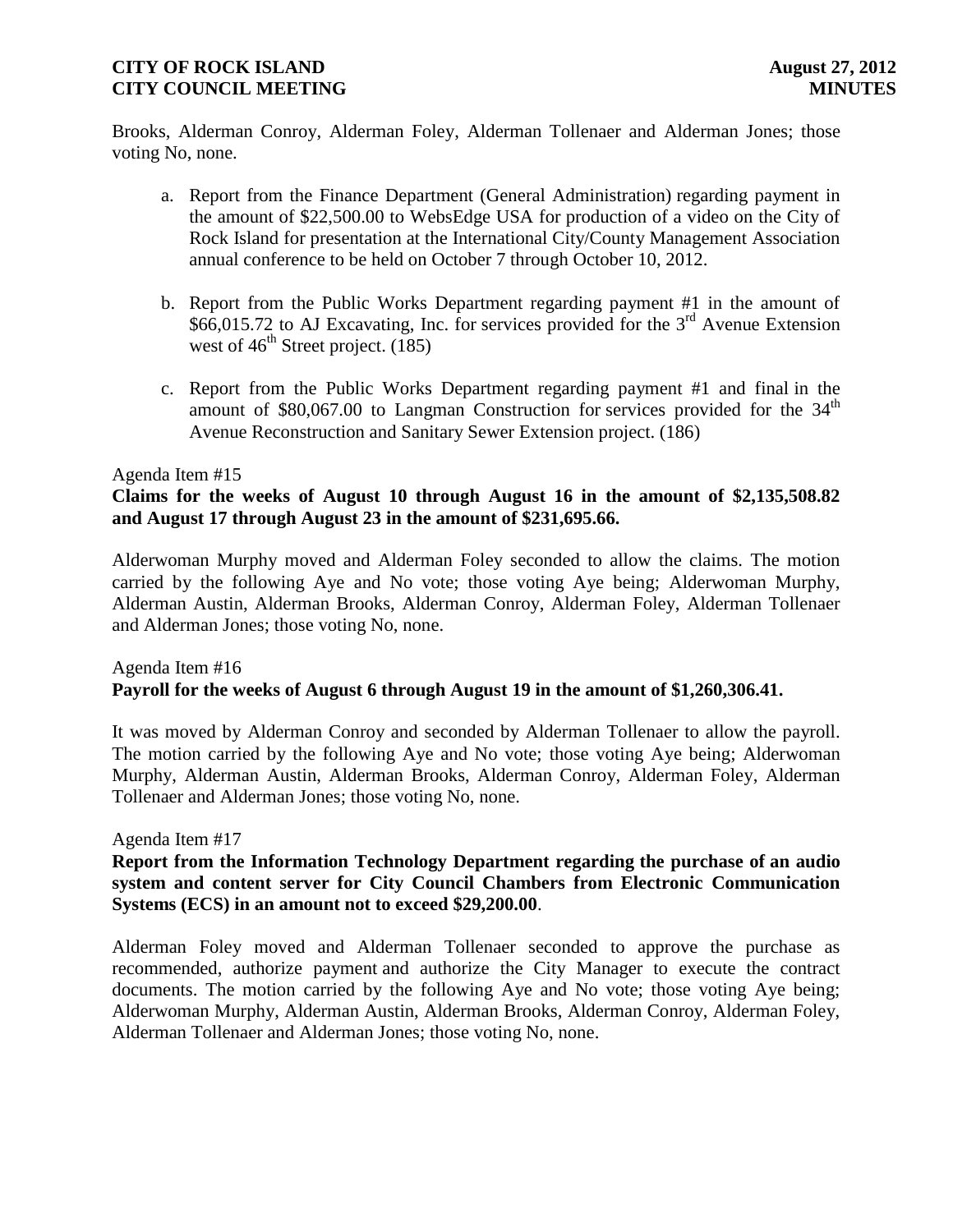Brooks, Alderman Conroy, Alderman Foley, Alderman Tollenaer and Alderman Jones; those voting No, none.

a. Report from the Finance Department (General Administration) regarding payment in the amount of $22,500.00 to WebsEdge USA for production of a video on the City of Rock Island for presentation at the International City/County Management Association annual conference to be held on October 7 through October 10, 2012.

b. Report from the Public Works Department regarding payment #1 in the amount of $66,015.72 to AJ Excavating, Inc. for services provided for the 3rd Avenue Extension west of 46th Street project. (185)

c. Report from the Public Works Department regarding payment #1 and final in the amount of $80,067.00 to Langman Construction for services provided for the 34th Avenue Reconstruction and Sanitary Sewer Extension project. (186)

Agenda Item #15

**Claims for the weeks of August 10 through August 16 in the amount of $2,135,508.82 and August 17 through August 23 in the amount of $231,695.66.**

Alderwoman Murphy moved and Alderman Foley seconded to allow the claims. The motion carried by the following Aye and No vote; those voting Aye being; Alderwoman Murphy, Alderman Austin, Alderman Brooks, Alderman Conroy, Alderman Foley, Alderman Tollenaer and Alderman Jones; those voting No, none.

Agenda Item #16

**Payroll for the weeks of August 6 through August 19 in the amount of $1,260,306.41.**

It was moved by Alderman Conroy and seconded by Alderman Tollenaer to allow the payroll. The motion carried by the following Aye and No vote; those voting Aye being; Alderwoman Murphy, Alderman Austin, Alderman Brooks, Alderman Conroy, Alderman Foley, Alderman Tollenaer and Alderman Jones; those voting No, none.

Agenda Item #17

**Report from the Information Technology Department regarding the purchase of an audio system and content server for City Council Chambers from Electronic Communication Systems (ECS) in an amount not to exceed $29,200.00.**

Alderman Foley moved and Alderman Tollenaer seconded to approve the purchase as recommended, authorize payment and authorize the City Manager to execute the contract documents. The motion carried by the following Aye and No vote; those voting Aye being; Alderwoman Murphy, Alderman Austin, Alderman Brooks, Alderman Conroy, Alderman Foley, Alderman Tollenaer and Alderman Jones; those voting No, none.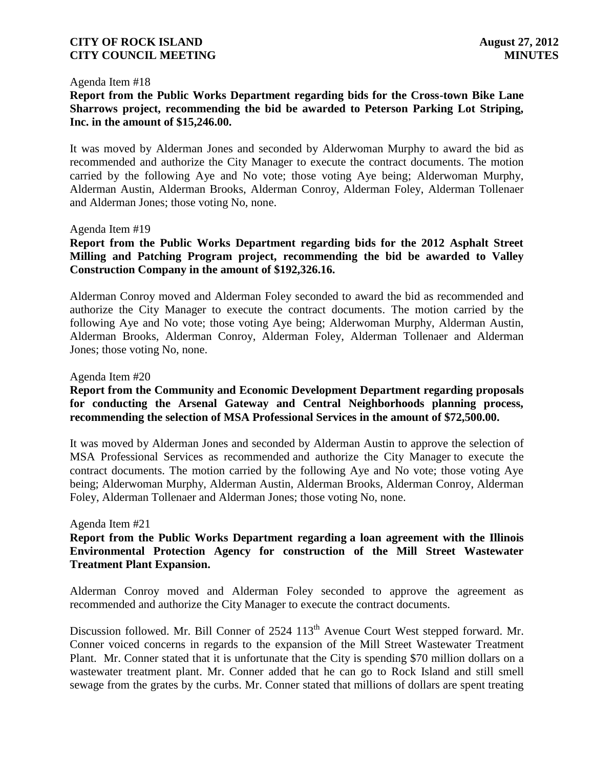Agenda Item #18

**Report from the Public Works Department regarding bids for the Cross-town Bike Lane Sharrows project, recommending the bid be awarded to Peterson Parking Lot Striping, Inc. in the amount of $15,246.00.**

It was moved by Alderman Jones and seconded by Alderwoman Murphy to award the bid as recommended and authorize the City Manager to execute the contract documents. The motion carried by the following Aye and No vote; those voting Aye being; Alderwoman Murphy, Alderman Austin, Alderman Brooks, Alderman Conroy, Alderman Foley, Alderman Tollenaer and Alderman Jones; those voting No, none.

Agenda Item #19

**Report from the Public Works Department regarding bids for the 2012 Asphalt Street Milling and Patching Program project, recommending the bid be awarded to Valley Construction Company in the amount of $192,326.16.**

Alderman Conroy moved and Alderman Foley seconded to award the bid as recommended and authorize the City Manager to execute the contract documents. The motion carried by the following Aye and No vote; those voting Aye being; Alderwoman Murphy, Alderman Austin, Alderman Brooks, Alderman Conroy, Alderman Foley, Alderman Tollenaer and Alderman Jones; those voting No, none.

Agenda Item #20

**Report from the Community and Economic Development Department regarding proposals for conducting the Arsenal Gateway and Central Neighborhoods planning process, recommending the selection of MSA Professional Services in the amount of $72,500.00.**

It was moved by Alderman Jones and seconded by Alderman Austin to approve the selection of MSA Professional Services as recommended and authorize the City Manager to execute the contract documents. The motion carried by the following Aye and No vote; those voting Aye being; Alderwoman Murphy, Alderman Austin, Alderman Brooks, Alderman Conroy, Alderman Foley, Alderman Tollenaer and Alderman Jones; those voting No, none.

Agenda Item #21

**Report from the Public Works Department regarding a loan agreement with the Illinois Environmental Protection Agency for construction of the Mill Street Wastewater Treatment Plant Expansion.**

Alderman Conroy moved and Alderman Foley seconded to approve the agreement as recommended and authorize the City Manager to execute the contract documents.

Discussion followed. Mr. Bill Conner of 2524 113th Avenue Court West stepped forward. Mr. Conner voiced concerns in regards to the expansion of the Mill Street Wastewater Treatment Plant. Mr. Conner stated that it is unfortunate that the City is spending $70 million dollars on a wastewater treatment plant. Mr. Conner added that he can go to Rock Island and still smell sewage from the grates by the curbs. Mr. Conner stated that millions of dollars are spent treating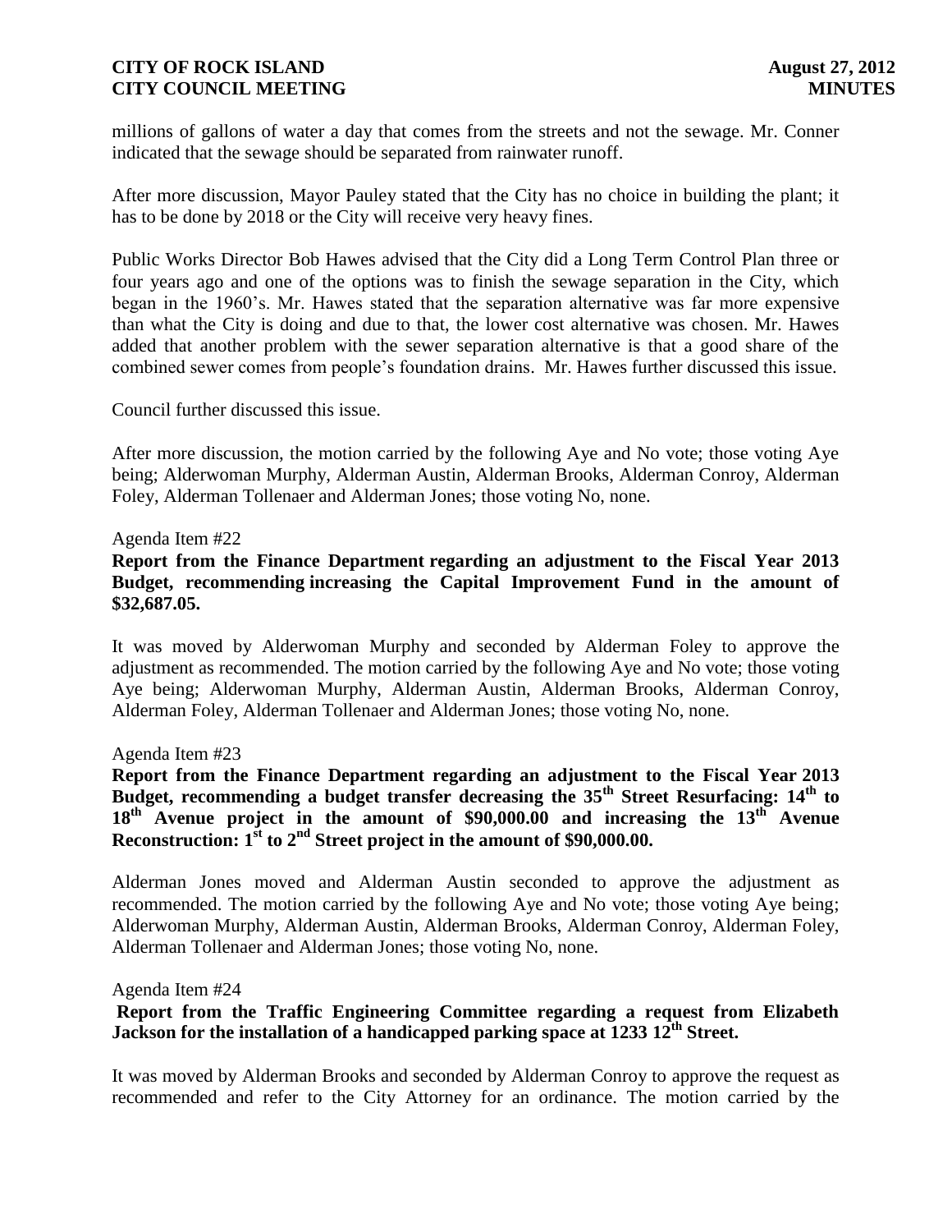millions of gallons of water a day that comes from the streets and not the sewage. Mr. Conner indicated that the sewage should be separated from rainwater runoff.

After more discussion, Mayor Pauley stated that the City has no choice in building the plant; it has to be done by 2018 or the City will receive very heavy fines.

Public Works Director Bob Hawes advised that the City did a Long Term Control Plan three or four years ago and one of the options was to finish the sewage separation in the City, which began in the 1960's. Mr. Hawes stated that the separation alternative was far more expensive than what the City is doing and due to that, the lower cost alternative was chosen. Mr. Hawes added that another problem with the sewer separation alternative is that a good share of the combined sewer comes from people's foundation drains. Mr. Hawes further discussed this issue.

Council further discussed this issue.

After more discussion, the motion carried by the following Aye and No vote; those voting Aye being; Alderwoman Murphy, Alderman Austin, Alderman Brooks, Alderman Conroy, Alderman Foley, Alderman Tollenaer and Alderman Jones; those voting No, none.

Agenda Item #22

**Report from the Finance Department regarding an adjustment to the Fiscal Year 2013 Budget, recommending increasing the Capital Improvement Fund in the amount of $32,687.05.**

It was moved by Alderwoman Murphy and seconded by Alderman Foley to approve the adjustment as recommended. The motion carried by the following Aye and No vote; those voting Aye being; Alderwoman Murphy, Alderman Austin, Alderman Brooks, Alderman Conroy, Alderman Foley, Alderman Tollenaer and Alderman Jones; those voting No, none.

Agenda Item #23

**Report from the Finance Department regarding an adjustment to the Fiscal Year 2013 Budget, recommending a budget transfer decreasing the 35th Street Resurfacing: 14th to 18th Avenue project in the amount of $90,000.00 and increasing the 13th Avenue Reconstruction: 1st to 2nd Street project in the amount of $90,000.00.**

Alderman Jones moved and Alderman Austin seconded to approve the adjustment as recommended. The motion carried by the following Aye and No vote; those voting Aye being; Alderwoman Murphy, Alderman Austin, Alderman Brooks, Alderman Conroy, Alderman Foley, Alderman Tollenaer and Alderman Jones; those voting No, none.

Agenda Item #24

**Report from the Traffic Engineering Committee regarding a request from Elizabeth Jackson for the installation of a handicapped parking space at 1233 12th Street.**

It was moved by Alderman Brooks and seconded by Alderman Conroy to approve the request as recommended and refer to the City Attorney for an ordinance. The motion carried by the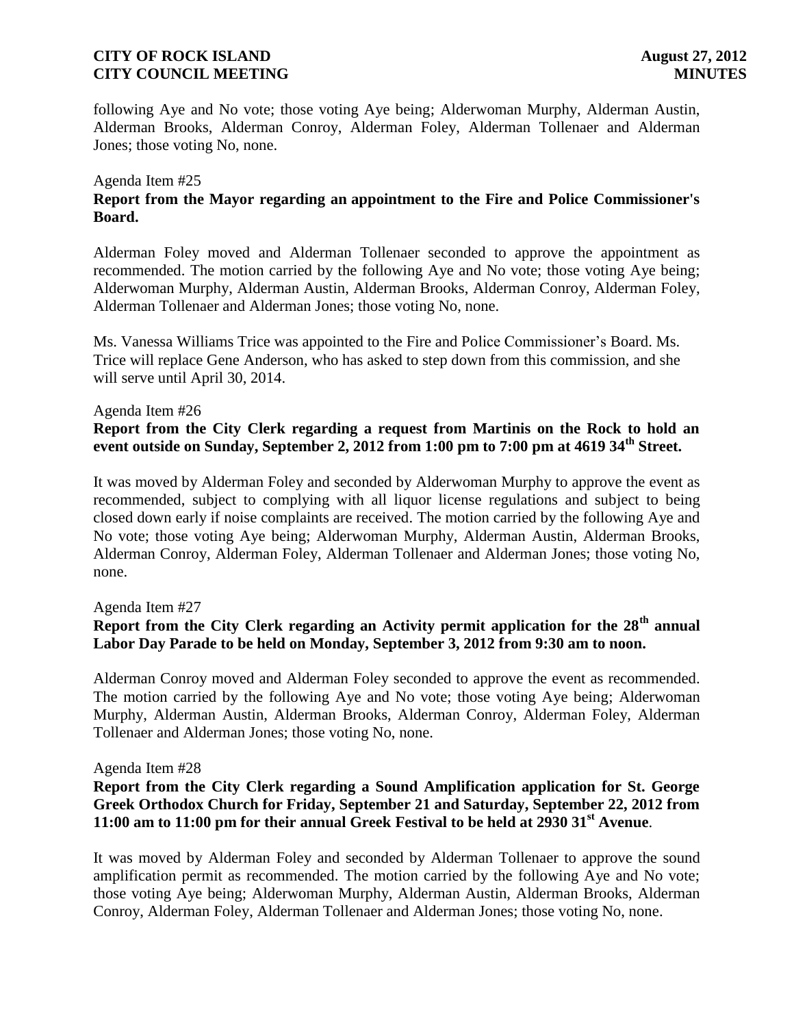following Aye and No vote; those voting Aye being; Alderwoman Murphy, Alderman Austin, Alderman Brooks, Alderman Conroy, Alderman Foley, Alderman Tollenaer and Alderman Jones; those voting No, none.

Agenda Item #25

**Report from the Mayor regarding an appointment to the Fire and Police Commissioner's Board.**

Alderman Foley moved and Alderman Tollenaer seconded to approve the appointment as recommended. The motion carried by the following Aye and No vote; those voting Aye being; Alderwoman Murphy, Alderman Austin, Alderman Brooks, Alderman Conroy, Alderman Foley, Alderman Tollenaer and Alderman Jones; those voting No, none.

Ms. Vanessa Williams Trice was appointed to the Fire and Police Commissioner's Board. Ms. Trice will replace Gene Anderson, who has asked to step down from this commission, and she will serve until April 30, 2014.

Agenda Item #26

**Report from the City Clerk regarding a request from Martinis on the Rock to hold an event outside on Sunday, September 2, 2012 from 1:00 pm to 7:00 pm at 4619 34th Street.**

It was moved by Alderman Foley and seconded by Alderwoman Murphy to approve the event as recommended, subject to complying with all liquor license regulations and subject to being closed down early if noise complaints are received. The motion carried by the following Aye and No vote; those voting Aye being; Alderwoman Murphy, Alderman Austin, Alderman Brooks, Alderman Conroy, Alderman Foley, Alderman Tollenaer and Alderman Jones; those voting No, none.

Agenda Item #27

**Report from the City Clerk regarding an Activity permit application for the 28th annual Labor Day Parade to be held on Monday, September 3, 2012 from 9:30 am to noon.**

Alderman Conroy moved and Alderman Foley seconded to approve the event as recommended. The motion carried by the following Aye and No vote; those voting Aye being; Alderwoman Murphy, Alderman Austin, Alderman Brooks, Alderman Conroy, Alderman Foley, Alderman Tollenaer and Alderman Jones; those voting No, none.

Agenda Item #28

**Report from the City Clerk regarding a Sound Amplification application for St. George Greek Orthodox Church for Friday, September 21 and Saturday, September 22, 2012 from 11:00 am to 11:00 pm for their annual Greek Festival to be held at 2930 31st Avenue.**

It was moved by Alderman Foley and seconded by Alderman Tollenaer to approve the sound amplification permit as recommended. The motion carried by the following Aye and No vote; those voting Aye being; Alderwoman Murphy, Alderman Austin, Alderman Brooks, Alderman Conroy, Alderman Foley, Alderman Tollenaer and Alderman Jones; those voting No, none.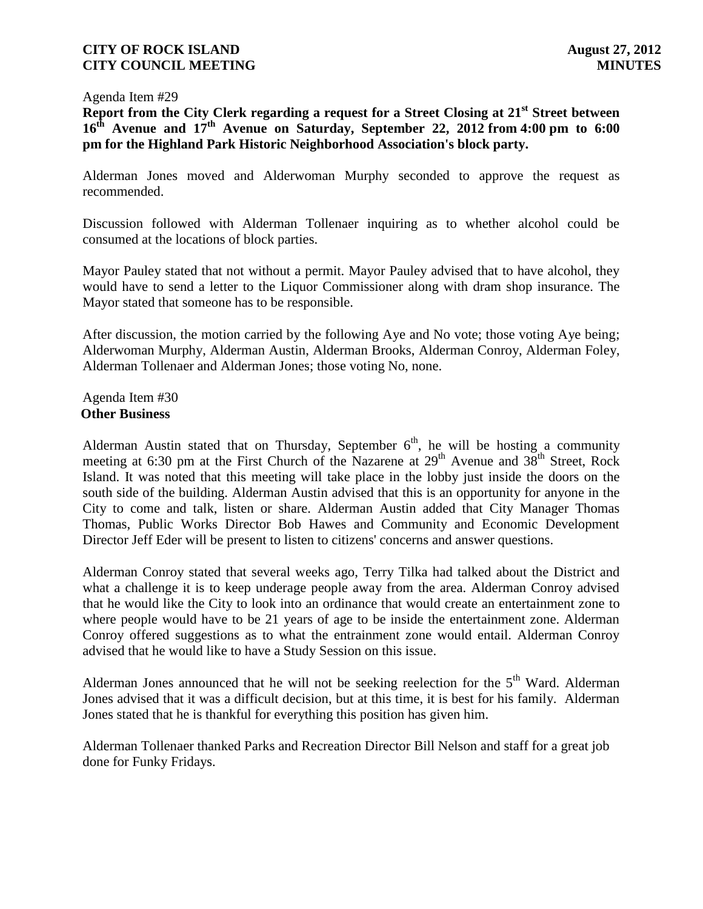Agenda Item #29

**Report from the City Clerk regarding a request for a Street Closing at 21st Street between 16th Avenue and 17th Avenue on Saturday, September 22, 2012 from 4:00 pm to 6:00 pm for the Highland Park Historic Neighborhood Association's block party.**

Alderman Jones moved and Alderwoman Murphy seconded to approve the request as recommended.

Discussion followed with Alderman Tollenaer inquiring as to whether alcohol could be consumed at the locations of block parties.

Mayor Pauley stated that not without a permit. Mayor Pauley advised that to have alcohol, they would have to send a letter to the Liquor Commissioner along with dram shop insurance. The Mayor stated that someone has to be responsible.

After discussion, the motion carried by the following Aye and No vote; those voting Aye being; Alderwoman Murphy, Alderman Austin, Alderman Brooks, Alderman Conroy, Alderman Foley, Alderman Tollenaer and Alderman Jones; those voting No, none.

Agenda Item #30
**Other Business**

Alderman Austin stated that on Thursday, September 6th, he will be hosting a community meeting at 6:30 pm at the First Church of the Nazarene at 29th Avenue and 38th Street, Rock Island. It was noted that this meeting will take place in the lobby just inside the doors on the south side of the building. Alderman Austin advised that this is an opportunity for anyone in the City to come and talk, listen or share. Alderman Austin added that City Manager Thomas Thomas, Public Works Director Bob Hawes and Community and Economic Development Director Jeff Eder will be present to listen to citizens' concerns and answer questions.

Alderman Conroy stated that several weeks ago, Terry Tilka had talked about the District and what a challenge it is to keep underage people away from the area. Alderman Conroy advised that he would like the City to look into an ordinance that would create an entertainment zone to where people would have to be 21 years of age to be inside the entertainment zone. Alderman Conroy offered suggestions as to what the entrainment zone would entail. Alderman Conroy advised that he would like to have a Study Session on this issue.

Alderman Jones announced that he will not be seeking reelection for the 5th Ward. Alderman Jones advised that it was a difficult decision, but at this time, it is best for his family. Alderman Jones stated that he is thankful for everything this position has given him.

Alderman Tollenaer thanked Parks and Recreation Director Bill Nelson and staff for a great job done for Funky Fridays.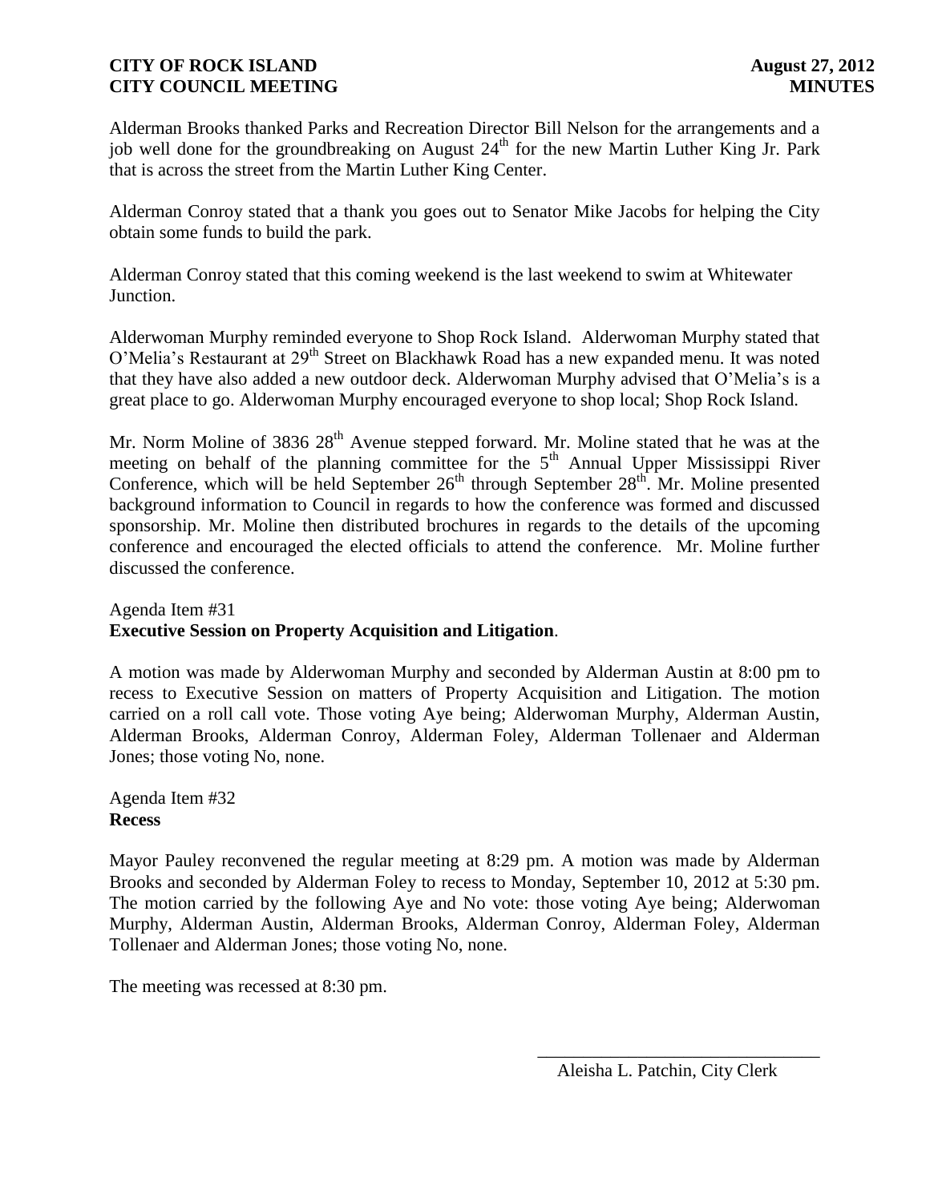Alderman Brooks thanked Parks and Recreation Director Bill Nelson for the arrangements and a job well done for the groundbreaking on August 24th for the new Martin Luther King Jr. Park that is across the street from the Martin Luther King Center.

Alderman Conroy stated that a thank you goes out to Senator Mike Jacobs for helping the City obtain some funds to build the park.

Alderman Conroy stated that this coming weekend is the last weekend to swim at Whitewater Junction.

Alderwoman Murphy reminded everyone to Shop Rock Island. Alderwoman Murphy stated that O'Melia's Restaurant at 29th Street on Blackhawk Road has a new expanded menu. It was noted that they have also added a new outdoor deck. Alderwoman Murphy advised that O'Melia's is a great place to go. Alderwoman Murphy encouraged everyone to shop local; Shop Rock Island.

Mr. Norm Moline of 3836 28th Avenue stepped forward. Mr. Moline stated that he was at the meeting on behalf of the planning committee for the 5th Annual Upper Mississippi River Conference, which will be held September 26th through September 28th. Mr. Moline presented background information to Council in regards to how the conference was formed and discussed sponsorship. Mr. Moline then distributed brochures in regards to the details of the upcoming conference and encouraged the elected officials to attend the conference. Mr. Moline further discussed the conference.

Agenda Item #31
**Executive Session on Property Acquisition and Litigation**.

A motion was made by Alderwoman Murphy and seconded by Alderman Austin at 8:00 pm to recess to Executive Session on matters of Property Acquisition and Litigation. The motion carried on a roll call vote. Those voting Aye being; Alderwoman Murphy, Alderman Austin, Alderman Brooks, Alderman Conroy, Alderman Foley, Alderman Tollenaer and Alderman Jones; those voting No, none.

Agenda Item #32
**Recess**

Mayor Pauley reconvened the regular meeting at 8:29 pm. A motion was made by Alderman Brooks and seconded by Alderman Foley to recess to Monday, September 10, 2012 at 5:30 pm. The motion carried by the following Aye and No vote: those voting Aye being; Alderwoman Murphy, Alderman Austin, Alderman Brooks, Alderman Conroy, Alderman Foley, Alderman Tollenaer and Alderman Jones; those voting No, none.

The meeting was recessed at 8:30 pm.

\_\_\_\_\_\_\_\_\_\_\_\_\_\_\_\_\_\_\_\_\_\_\_\_\_\_\_\_\_\_\_\_
Aleisha L. Patchin, City Clerk